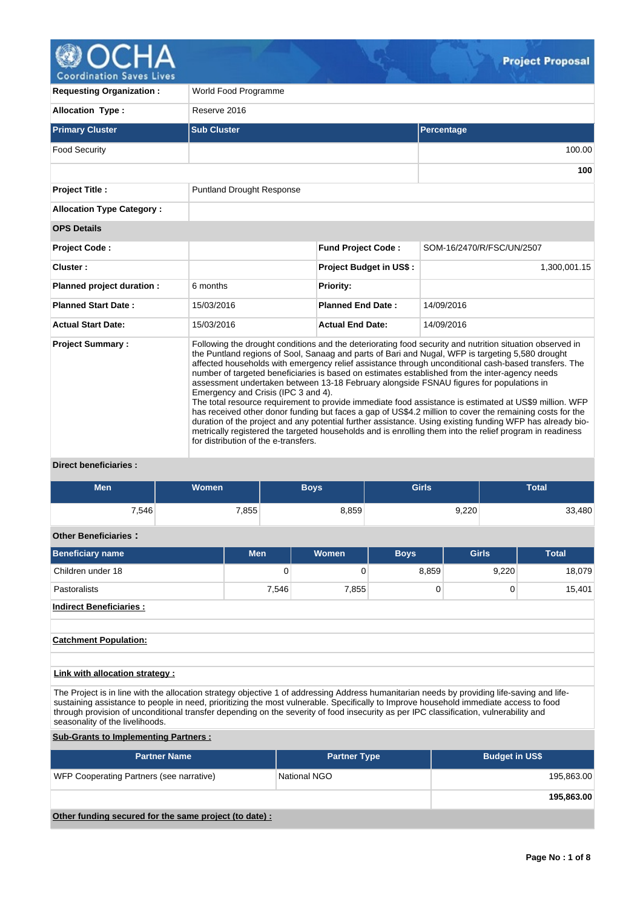# Project Proposal

| | | | |
|---|---|---|---|
| **Requesting Organization :** | World Food Programme | | |
| **Allocation Type :** | Reserve 2016 | | |

| **Primary Cluster** | **Sub Cluster** | **Percentage** |
|---|---|---|
| Food Security | | 100.00 |
| | | **100** |

| | | | |
|---|---|---|---|
| **Project Title :** | Puntland Drought Response | | |
| **Allocation Type Category :** | | | |
| **OPS Details** | | | |
| **Project Code :** | | **Fund Project Code :** | SOM-16/2470/R/FSC/UN/2507 |
| **Cluster :** | | **Project Budget in US$ :** | 1,300,001.15 |
| **Planned project duration :** | 6 months | **Priority:** | |
| **Planned Start Date :** | 15/03/2016 | **Planned End Date :** | 14/09/2016 |
| **Actual Start Date:** | 15/03/2016 | **Actual End Date:** | 14/09/2016 |

**Project Summary :**

Following the drought conditions and the deteriorating food security and nutrition situation observed in the Puntland regions of Sool, Sanaag and parts of Bari and Nugal, WFP is targeting 5,580 drought affected households with emergency relief assistance through unconditional cash-based transfers. The number of targeted beneficiaries is based on estimates established from the inter-agency needs assessment undertaken between 13-18 February alongside FSNAU figures for populations in Emergency and Crisis (IPC 3 and 4).
The total resource requirement to provide immediate food assistance is estimated at US$9 million. WFP has received other donor funding but faces a gap of US$4.2 million to cover the remaining costs for the duration of the project and any potential further assistance. Using existing funding WFP has already bio-metrically registered the targeted households and is enrolling them into the relief program in readiness for distribution of the e-transfers.

**Direct beneficiaries :**

| Men | Women | Boys | Girls | Total |
|---|---|---|---|---|
| 7,546 | 7,855 | 8,859 | 9,220 | 33,480 |

**Other Beneficiaries :**

| Beneficiary name | Men | Women | Boys | Girls | Total |
|---|---|---|---|---|---|
| Children under 18 | 0 | 0 | 8,859 | 9,220 | 18,079 |
| Pastoralists | 7,546 | 7,855 | 0 | 0 | 15,401 |

**Indirect Beneficiaries :**

**Catchment Population:**

**Link with allocation strategy :**

The Project is in line with the allocation strategy objective 1 of addressing Address humanitarian needs by providing life-saving and life-sustaining assistance to people in need, prioritizing the most vulnerable. Specifically to Improve household immediate access to food through provision of unconditional transfer depending on the severity of food insecurity as per IPC classification, vulnerability and seasonality of the livelihoods.

**Sub-Grants to Implementing Partners :**

| Partner Name | Partner Type | Budget in US$ |
|---|---|---|
| WFP Cooperating Partners (see narrative) | National NGO | 195,863.00 |
| | | **195,863.00** |

**Other funding secured for the same project (to date) :**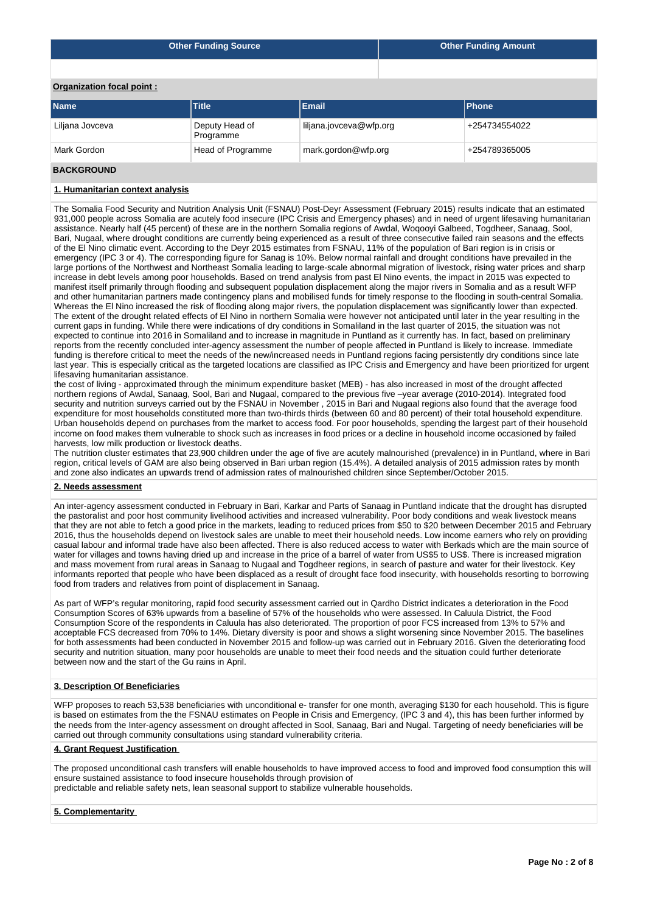| Other Funding Source | Other Funding Amount |
|---|---|
| | |

**Organization focal point :**

| Name | Title | Email | Phone |
|---|---|---|---|
| Liljana Jovceva | Deputy Head of Programme | liljana.jovceva@wfp.org | +254734554022 |
| Mark Gordon | Head of Programme | mark.gordon@wfp.org | +254789365005 |

## BACKGROUND

### 1. Humanitarian context analysis

The Somalia Food Security and Nutrition Analysis Unit (FSNAU) Post-Deyr Assessment (February 2015) results indicate that an estimated 931,000 people across Somalia are acutely food insecure (IPC Crisis and Emergency phases) and in need of urgent lifesaving humanitarian assistance. Nearly half (45 percent) of these are in the northern Somalia regions of Awdal, Woqooyi Galbeed, Togdheer, Sanaag, Sool, Bari, Nugaal, where drought conditions are currently being experienced as a result of three consecutive failed rain seasons and the effects of the El Nino climatic event. According to the Deyr 2015 estimates from FSNAU, 11% of the population of Bari region is in crisis or emergency (IPC 3 or 4). The corresponding figure for Sanag is 10%. Below normal rainfall and drought conditions have prevailed in the large portions of the Northwest and Northeast Somalia leading to large-scale abnormal migration of livestock, rising water prices and sharp increase in debt levels among poor households. Based on trend analysis from past El Nino events, the impact in 2015 was expected to manifest itself primarily through flooding and subsequent population displacement along the major rivers in Somalia and as a result WFP and other humanitarian partners made contingency plans and mobilised funds for timely response to the flooding in south-central Somalia. Whereas the El Nino increased the risk of flooding along major rivers, the population displacement was significantly lower than expected. The extent of the drought related effects of El Nino in northern Somalia were however not anticipated until later in the year resulting in the current gaps in funding. While there were indications of dry conditions in Somaliland in the last quarter of 2015, the situation was not expected to continue into 2016 in Somaliland and to increase in magnitude in Puntland as it currently has. In fact, based on preliminary reports from the recently concluded inter-agency assessment the number of people affected in Puntland is likely to increase. Immediate funding is therefore critical to meet the needs of the new/increased needs in Puntland regions facing persistently dry conditions since late last year. This is especially critical as the targeted locations are classified as IPC Crisis and Emergency and have been prioritized for urgent lifesaving humanitarian assistance.
the cost of living - approximated through the minimum expenditure basket (MEB) - has also increased in most of the drought affected northern regions of Awdal, Sanaag, Sool, Bari and Nugaal, compared to the previous five –year average (2010-2014). Integrated food security and nutrition surveys carried out by the FSNAU in November , 2015 in Bari and Nugaal regions also found that the average food expenditure for most households constituted more than two-thirds thirds (between 60 and 80 percent) of their total household expenditure. Urban households depend on purchases from the market to access food. For poor households, spending the largest part of their household income on food makes them vulnerable to shock such as increases in food prices or a decline in household income occasioned by failed harvests, low milk production or livestock deaths.
The nutrition cluster estimates that 23,900 children under the age of five are acutely malnourished (prevalence) in in Puntland, where in Bari region, critical levels of GAM are also being observed in Bari urban region (15.4%). A detailed analysis of 2015 admission rates by month and zone also indicates an upwards trend of admission rates of malnourished children since September/October 2015.

### 2. Needs assessment

An inter-agency assessment conducted in February in Bari, Karkar and Parts of Sanaag in Puntland indicate that the drought has disrupted the pastoralist and poor host community livelihood activities and increased vulnerability. Poor body conditions and weak livestock means that they are not able to fetch a good price in the markets, leading to reduced prices from $50 to $20 between December 2015 and February 2016, thus the households depend on livestock sales are unable to meet their household needs. Low income earners who rely on providing casual labour and informal trade have also been affected. There is also reduced access to water with Berkads which are the main source of water for villages and towns having dried up and increase in the price of a barrel of water from US$5 to US$. There is increased migration and mass movement from rural areas in Sanaag to Nugaal and Togdheer regions, in search of pasture and water for their livestock. Key informants reported that people who have been displaced as a result of drought face food insecurity, with households resorting to borrowing food from traders and relatives from point of displacement in Sanaag.

As part of WFP's regular monitoring, rapid food security assessment carried out in Qardho District indicates a deterioration in the Food Consumption Scores of 63% upwards from a baseline of 57% of the households who were assessed. In Caluula District, the Food Consumption Score of the respondents in Caluula has also deteriorated. The proportion of poor FCS increased from 13% to 57% and acceptable FCS decreased from 70% to 14%. Dietary diversity is poor and shows a slight worsening since November 2015. The baselines for both assessments had been conducted in November 2015 and follow-up was carried out in February 2016. Given the deteriorating food security and nutrition situation, many poor households are unable to meet their food needs and the situation could further deteriorate between now and the start of the Gu rains in April.

### 3. Description Of Beneficiaries

WFP proposes to reach 53,538 beneficiaries with unconditional e- transfer for one month, averaging $130 for each household. This is figure is based on estimates from the the FSNAU estimates on People in Crisis and Emergency, (IPC 3 and 4), this has been further informed by the needs from the Inter-agency assessment on drought affected in Sool, Sanaag, Bari and Nugal. Targeting of needy beneficiaries will be carried out through community consultations using standard vulnerability criteria.

### 4. Grant Request Justification

The proposed unconditional cash transfers will enable households to have improved access to food and improved food consumption this will ensure sustained assistance to food insecure households through provision of
predictable and reliable safety nets, lean seasonal support to stabilize vulnerable households.

### 5. Complementarity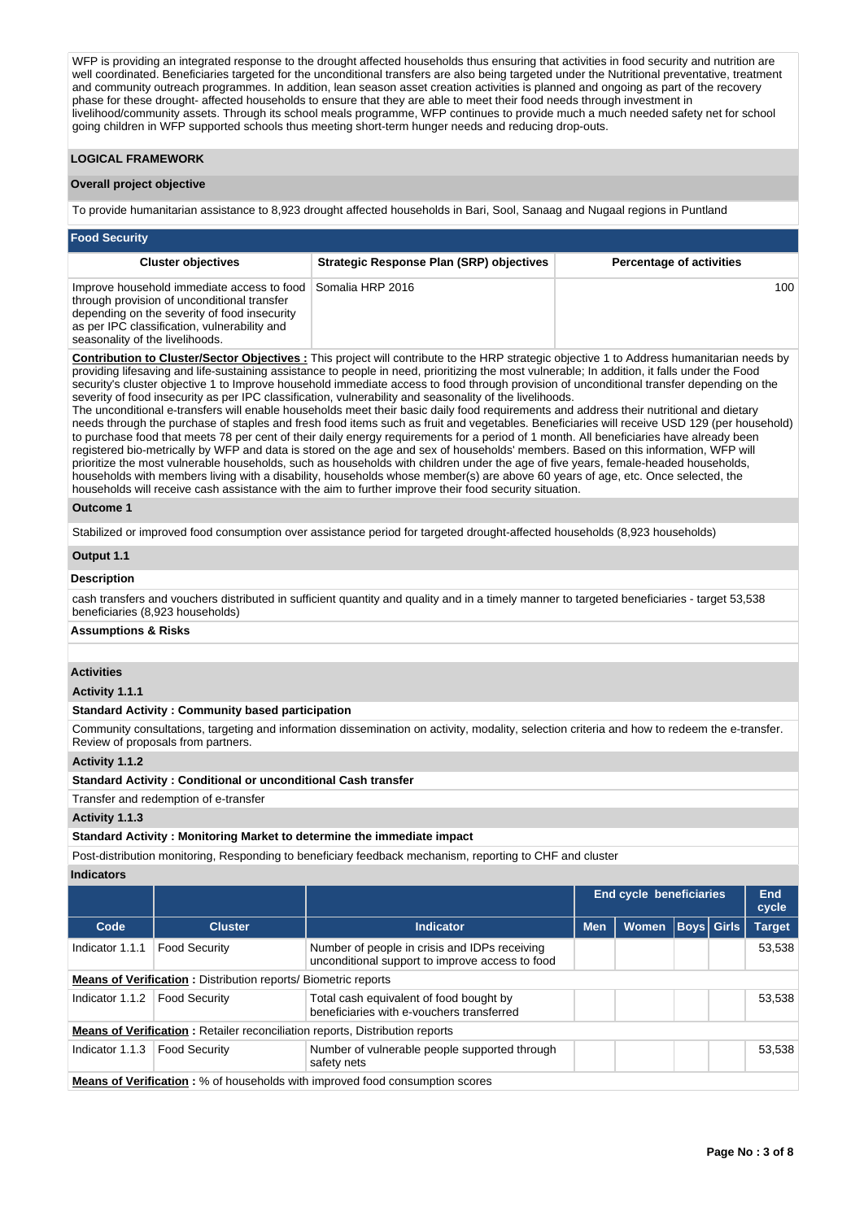WFP is providing an integrated response to the drought affected households thus ensuring that activities in food security and nutrition are well coordinated. Beneficiaries targeted for the unconditional transfers are also being targeted under the Nutritional preventative, treatment and community outreach programmes. In addition, lean season asset creation activities is planned and ongoing as part of the recovery phase for these drought- affected households to ensure that they are able to meet their food needs through investment in livelihood/community assets. Through its school meals programme, WFP continues to provide much a much needed safety net for school going children in WFP supported schools thus meeting short-term hunger needs and reducing drop-outs.

## LOGICAL FRAMEWORK

### Overall project objective

To provide humanitarian assistance to 8,923 drought affected households in Bari, Sool, Sanaag and Nugaal regions in Puntland

### Food Security

| Cluster objectives | Strategic Response Plan (SRP) objectives | Percentage of activities |
|---|---|---|
| Improve household immediate access to food through provision of unconditional transfer depending on the severity of food insecurity as per IPC classification, vulnerability and seasonality of the livelihoods. | Somalia HRP 2016 | 100 |

**Contribution to Cluster/Sector Objectives :** This project will contribute to the HRP strategic objective 1 to Address humanitarian needs by providing lifesaving and life-sustaining assistance to people in need, prioritizing the most vulnerable; In addition, it falls under the Food security's cluster objective 1 to Improve household immediate access to food through provision of unconditional transfer depending on the severity of food insecurity as per IPC classification, vulnerability and seasonality of the livelihoods.
The unconditional e-transfers will enable households meet their basic daily food requirements and address their nutritional and dietary needs through the purchase of staples and fresh food items such as fruit and vegetables. Beneficiaries will receive USD 129 (per household) to purchase food that meets 78 per cent of their daily energy requirements for a period of 1 month. All beneficiaries have already been registered bio-metrically by WFP and data is stored on the age and sex of households' members. Based on this information, WFP will prioritize the most vulnerable households, such as households with children under the age of five years, female-headed households, households with members living with a disability, households whose member(s) are above 60 years of age, etc. Once selected, the households will receive cash assistance with the aim to further improve their food security situation.

**Outcome 1**

Stabilized or improved food consumption over assistance period for targeted drought-affected households (8,923 households)

**Output 1.1**

**Description**

cash transfers and vouchers distributed in sufficient quantity and quality and in a timely manner to targeted beneficiaries - target 53,538 beneficiaries (8,923 households)

**Assumptions & Risks**

**Activities**

**Activity 1.1.1**

**Standard Activity : Community based participation**

Community consultations, targeting and information dissemination on activity, modality, selection criteria and how to redeem the e-transfer. Review of proposals from partners.

**Activity 1.1.2**

**Standard Activity : Conditional or unconditional Cash transfer**

Transfer and redemption of e-transfer

**Activity 1.1.3**

**Standard Activity : Monitoring Market to determine the immediate impact**

Post-distribution monitoring, Responding to beneficiary feedback mechanism, reporting to CHF and cluster

**Indicators**

| | | | End cycle beneficiaries | | | | End cycle |
|---|---|---|---|---|---|---|---|
| Code | Cluster | Indicator | Men | Women | Boys | Girls | Target |
| Indicator 1.1.1 | Food Security | Number of people in crisis and IDPs receiving unconditional support to improve access to food | | | | | 53,538 |
| **Means of Verification :** Distribution reports/ Biometric reports | | | | | | | |
| Indicator 1.1.2 | Food Security | Total cash equivalent of food bought by beneficiaries with e-vouchers transferred | | | | | 53,538 |
| **Means of Verification :** Retailer reconciliation reports, Distribution reports | | | | | | | |
| Indicator 1.1.3 | Food Security | Number of vulnerable people supported through safety nets | | | | | 53,538 |
| **Means of Verification :** % of households with improved food consumption scores | | | | | | | |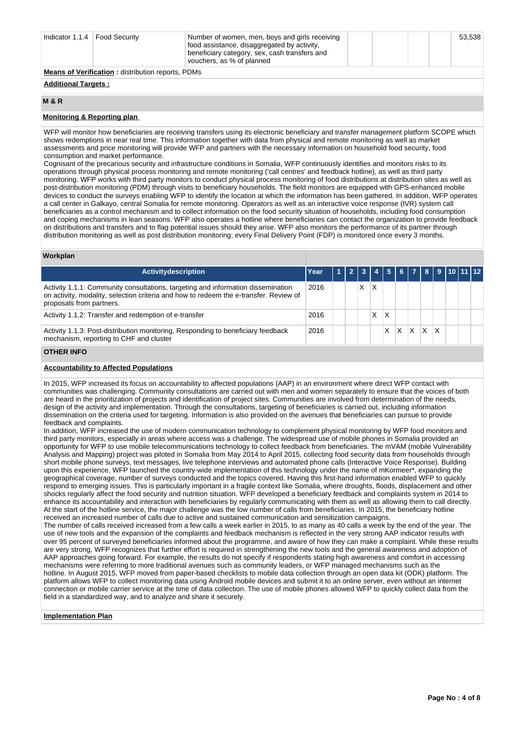| Indicator 1.1.4 | Food Security | Number of women, men, boys and girls receiving food assistance, disaggregated by activity, beneficiary category, sex, cash transfers and vouchers, as % of planned | | | | | 53,538 |
|---|---|---|---|---|---|---|---|

**Means of Verification :** distribution reports, PDMs

**Additional Targets :**

## M & R

### Monitoring & Reporting plan

WFP will monitor how beneficiaries are receiving transfers using its electronic beneficiary and transfer management platform SCOPE which shows redemptions in near real time. This information together with data from physical and remote monitoring as well as market assessments and price monitoring will provide WFP and partners with the necessary information on household food security, food consumption and market performance.

Cognisant of the precarious security and infrastructure conditions in Somalia, WFP continuously identifies and monitors risks to its operations through physical process monitoring and remote monitoring ('call centres' and feedback hotline), as well as third party monitoring. WFP works with third party monitors to conduct physical process monitoring of food distributions at distribution sites as well as post-distribution monitoring (PDM) through visits to beneficiary households. The field monitors are equipped with GPS-enhanced mobile devices to conduct the surveys enabling WFP to identify the location at which the information has been gathered. In addition, WFP operates a call center in Galkayo, central Somalia for remote monitoring. Operators as well as an interactive voice response (IVR) system call beneficiaries as a control mechanism and to collect information on the food security situation of households, including food consumption and coping mechanisms in lean seasons. WFP also operates a hotline where beneficiaries can contact the organization to provide feedback on distributions and transfers and to flag potential issues should they arise. WFP also monitors the performance of its partner through distribution monitoring as well as post distribution monitoring; every Final Delivery Point (FDP) is monitored once every 3 months.

### Workplan

| Activitydescription | Year | 1 | 2 | 3 | 4 | 5 | 6 | 7 | 8 | 9 | 10 | 11 | 12 |
|---|---|---|---|---|---|---|---|---|---|---|---|---|---|
| Activity 1.1.1: Community consultations, targeting and information dissemination on activity, modality, selection criteria and how to redeem the e-transfer. Review of proposals from partners. | 2016 | | | X | X | | | | | | | | |
| Activity 1.1.2: Transfer and redemption of e-transfer | 2016 | | | | X | X | | | | | | | |
| Activity 1.1.3: Post-distribution monitoring, Responding to beneficiary feedback mechanism, reporting to CHF and cluster | 2016 | | | | | X | X | X | X | X | | | |

## OTHER INFO

### Accountability to Affected Populations

In 2015, WFP increased its focus on accountability to affected populations (AAP) in an environment where direct WFP contact with communities was challenging. Community consultations are carried out with men and women separately to ensure that the voices of both are heard in the prioritization of projects and identification of project sites. Communities are involved from determination of the needs, design of the activity and implementation. Through the consultations, targeting of beneficiaries is carried out, including information dissemination on the criteria used for targeting. Information is also provided on the avenues that beneficiaries can pursue to provide feedback and complaints.

In addition, WFP increased the use of modern communication technology to complement physical monitoring by WFP food monitors and third party monitors, especially in areas where access was a challenge. The widespread use of mobile phones in Somalia provided an opportunity for WFP to use mobile telecommunications technology to collect feedback from beneficiaries. The mVAM (mobile Vulnerability Analysis and Mapping) project was piloted in Somalia from May 2014 to April 2015, collecting food security data from households through short mobile phone surveys, text messages, live telephone interviews and automated phone calls (Interactive Voice Response). Building upon this experience, WFP launched the country-wide implementation of this technology under the name of mKormeer*, expanding the geographical coverage, number of surveys conducted and the topics covered. Having this first-hand information enabled WFP to quickly respond to emerging issues. This is particularly important in a fragile context like Somalia, where droughts, floods, displacement and other shocks regularly affect the food security and nutrition situation. WFP developed a beneficiary feedback and complaints system in 2014 to enhance its accountability and interaction with beneficiaries by regularly communicating with them as well as allowing them to call directly. At the start of the hotline service, the major challenge was the low number of calls from beneficiaries. In 2015, the beneficiary hotline received an increased number of calls due to active and sustained communication and sensitization campaigns.

The number of calls received increased from a few calls a week earlier in 2015, to as many as 40 calls a week by the end of the year. The use of new tools and the expansion of the complaints and feedback mechanism is reflected in the very strong AAP indicator results with over 95 percent of surveyed beneficiaries informed about the programme, and aware of how they can make a complaint. While these results are very strong, WFP recognizes that further effort is required in strengthening the new tools and the general awareness and adoption of AAP approaches going forward. For example, the results do not specify if respondents stating high awareness and comfort in accessing mechanisms were referring to more traditional avenues such as community leaders, or WFP managed mechanisms such as the hotline. In August 2015, WFP moved from paper-based checklists to mobile data collection through an open data kit (ODK) platform. The platform allows WFP to collect monitoring data using Android mobile devices and submit it to an online server, even without an internet connection or mobile carrier service at the time of data collection. The use of mobile phones allowed WFP to quickly collect data from the field in a standardized way, and to analyze and share it securely.

### Implementation Plan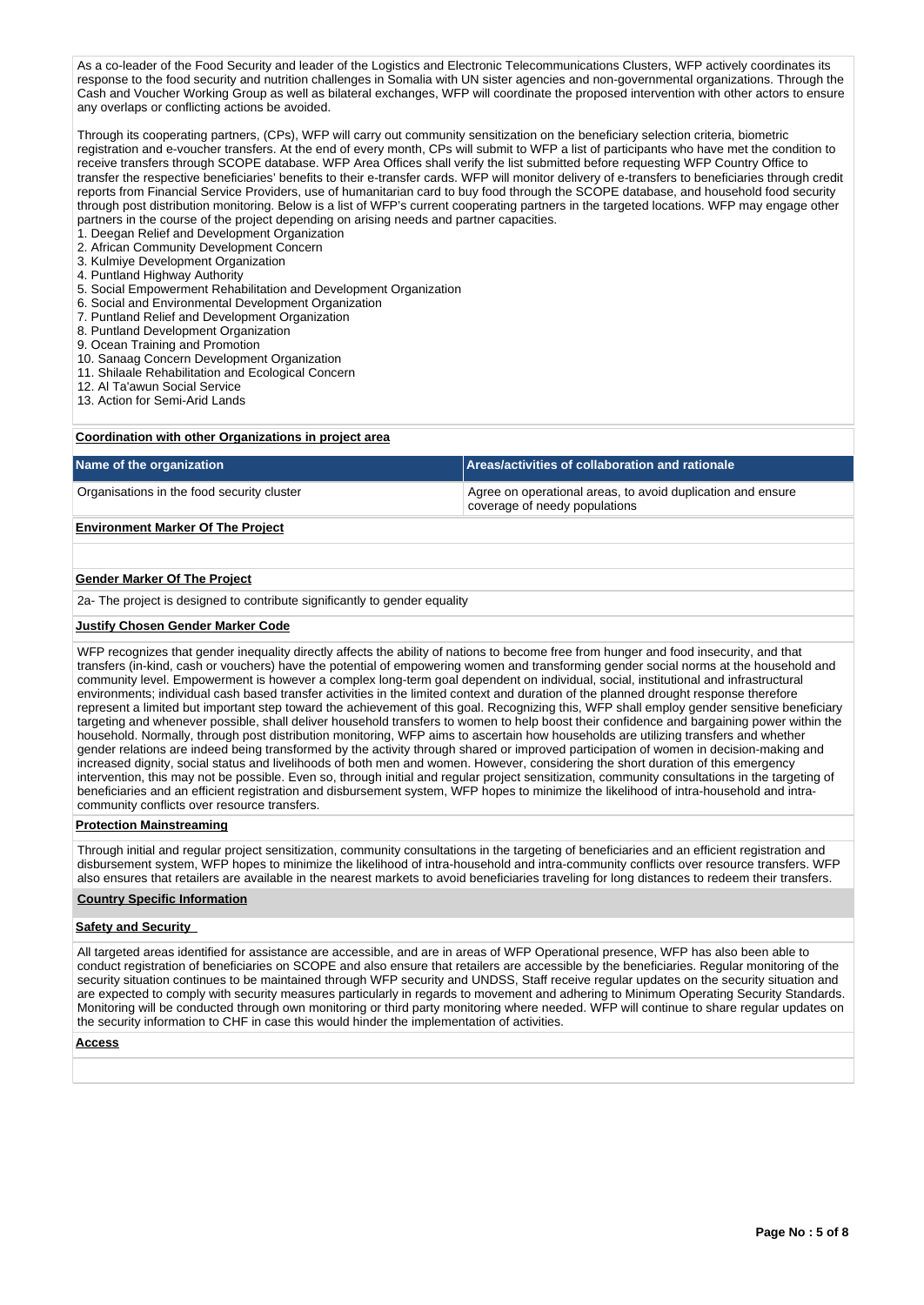As a co-leader of the Food Security and leader of the Logistics and Electronic Telecommunications Clusters, WFP actively coordinates its response to the food security and nutrition challenges in Somalia with UN sister agencies and non-governmental organizations. Through the Cash and Voucher Working Group as well as bilateral exchanges, WFP will coordinate the proposed intervention with other actors to ensure any overlaps or conflicting actions be avoided.

Through its cooperating partners, (CPs), WFP will carry out community sensitization on the beneficiary selection criteria, biometric registration and e-voucher transfers. At the end of every month, CPs will submit to WFP a list of participants who have met the condition to receive transfers through SCOPE database. WFP Area Offices shall verify the list submitted before requesting WFP Country Office to transfer the respective beneficiaries' benefits to their e-transfer cards. WFP will monitor delivery of e-transfers to beneficiaries through credit reports from Financial Service Providers, use of humanitarian card to buy food through the SCOPE database, and household food security through post distribution monitoring. Below is a list of WFP's current cooperating partners in the targeted locations. WFP may engage other partners in the course of the project depending on arising needs and partner capacities.

1. Deegan Relief and Development Organization
2. African Community Development Concern
3. Kulmiye Development Organization
4. Puntland Highway Authority
5. Social Empowerment Rehabilitation and Development Organization
6. Social and Environmental Development Organization
7. Puntland Relief and Development Organization
8. Puntland Development Organization
9. Ocean Training and Promotion
10. Sanaag Concern Development Organization
11. Shilaale Rehabilitation and Ecological Concern
12. Al Ta'awun Social Service
13. Action for Semi-Arid Lands

**Coordination with other Organizations in project area**

| Name of the organization | Areas/activities of collaboration and rationale |
|---|---|
| Organisations in the food security cluster | Agree on operational areas, to avoid duplication and ensure coverage of needy populations |

**Environment Marker Of The Project**

**Gender Marker Of The Project**

2a- The project is designed to contribute significantly to gender equality

**Justify Chosen Gender Marker Code**

WFP recognizes that gender inequality directly affects the ability of nations to become free from hunger and food insecurity, and that transfers (in-kind, cash or vouchers) have the potential of empowering women and transforming gender social norms at the household and community level. Empowerment is however a complex long-term goal dependent on individual, social, institutional and infrastructural environments; individual cash based transfer activities in the limited context and duration of the planned drought response therefore represent a limited but important step toward the achievement of this goal. Recognizing this, WFP shall employ gender sensitive beneficiary targeting and whenever possible, shall deliver household transfers to women to help boost their confidence and bargaining power within the household. Normally, through post distribution monitoring, WFP aims to ascertain how households are utilizing transfers and whether gender relations are indeed being transformed by the activity through shared or improved participation of women in decision-making and increased dignity, social status and livelihoods of both men and women. However, considering the short duration of this emergency intervention, this may not be possible. Even so, through initial and regular project sensitization, community consultations in the targeting of beneficiaries and an efficient registration and disbursement system, WFP hopes to minimize the likelihood of intra-household and intra-community conflicts over resource transfers.

**Protection Mainstreaming**

Through initial and regular project sensitization, community consultations in the targeting of beneficiaries and an efficient registration and disbursement system, WFP hopes to minimize the likelihood of intra-household and intra-community conflicts over resource transfers. WFP also ensures that retailers are available in the nearest markets to avoid beneficiaries traveling for long distances to redeem their transfers.

**Country Specific Information**

**Safety and Security**

All targeted areas identified for assistance are accessible, and are in areas of WFP Operational presence, WFP has also been able to conduct registration of beneficiaries on SCOPE and also ensure that retailers are accessible by the beneficiaries. Regular monitoring of the security situation continues to be maintained through WFP security and UNDSS, Staff receive regular updates on the security situation and are expected to comply with security measures particularly in regards to movement and adhering to Minimum Operating Security Standards. Monitoring will be conducted through own monitoring or third party monitoring where needed. WFP will continue to share regular updates on the security information to CHF in case this would hinder the implementation of activities.

**Access**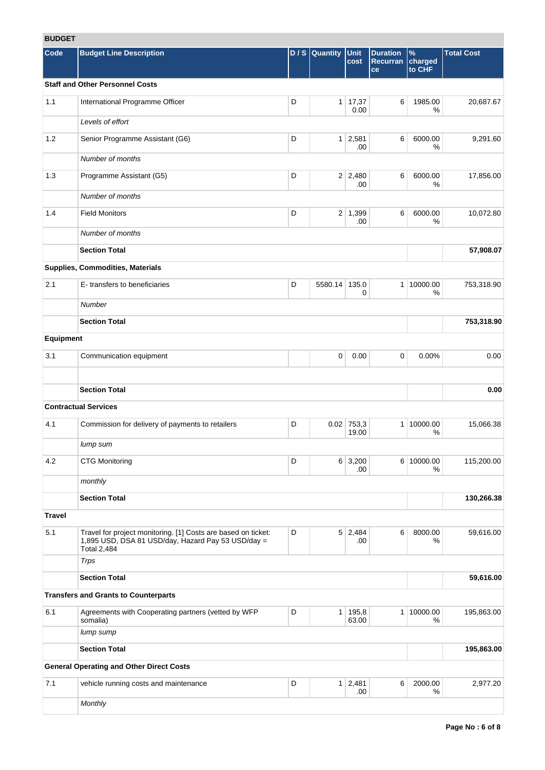## BUDGET

| Code | Budget Line Description | D / S | Quantity | Unit cost | Duration Recurrance | % charged to CHF | Total Cost |
|---|---|---|---|---|---|---|---|
| **Staff and Other Personnel Costs** | | | | | | | |
| 1.1 | International Programme Officer | D | 1 | 17,370.00 | 6 | 1985.00 % | 20,687.67 |
| | *Levels of effort* | | | | | | |
| 1.2 | Senior Programme Assistant (G6) | D | 1 | 2,581.00 | 6 | 6000.00 % | 9,291.60 |
| | *Number of months* | | | | | | |
| 1.3 | Programme Assistant (G5) | D | 2 | 2,480.00 | 6 | 6000.00 % | 17,856.00 |
| | *Number of months* | | | | | | |
| 1.4 | Field Monitors | D | 2 | 1,399.00 | 6 | 6000.00 % | 10,072.80 |
| | *Number of months* | | | | | | |
| | **Section Total** | | | | | | **57,908.07** |
| **Supplies, Commodities, Materials** | | | | | | | |
| 2.1 | E- transfers to beneficiaries | D | 5580.14 | 135.00 | 1 | 10000.00 % | 753,318.90 |
| | *Number* | | | | | | |
| | **Section Total** | | | | | | **753,318.90** |
| **Equipment** | | | | | | | |
| 3.1 | Communication equipment | | 0 | 0.00 | 0 | 0.00% | 0.00 |
| | | | | | | | |
| | **Section Total** | | | | | | **0.00** |
| **Contractual Services** | | | | | | | |
| 4.1 | Commission for delivery of payments to retailers | D | 0.02 | 753,319.00 | 1 | 10000.00 % | 15,066.38 |
| | *lump sum* | | | | | | |
| 4.2 | CTG Monitoring | D | 6 | 3,200.00 | 6 | 10000.00 % | 115,200.00 |
| | *monthly* | | | | | | |
| | **Section Total** | | | | | | **130,266.38** |
| **Travel** | | | | | | | |
| 5.1 | Travel for project monitoring. [1] Costs are based on ticket: 1,895 USD, DSA 81 USD/day, Hazard Pay 53 USD/day = Total 2,484 | D | 5 | 2,484.00 | 6 | 8000.00 % | 59,616.00 |
| | *Trps* | | | | | | |
| | **Section Total** | | | | | | **59,616.00** |
| **Transfers and Grants to Counterparts** | | | | | | | |
| 6.1 | Agreements with Cooperating partners (vetted by WFP somalia) | D | 1 | 195,863.00 | 1 | 10000.00 % | 195,863.00 |
| | *lump sump* | | | | | | |
| | **Section Total** | | | | | | **195,863.00** |
| **General Operating and Other Direct Costs** | | | | | | | |
| 7.1 | vehicle running costs and maintenance | D | 1 | 2,481.00 | 6 | 2000.00 % | 2,977.20 |
| | *Monthly* | | | | | | |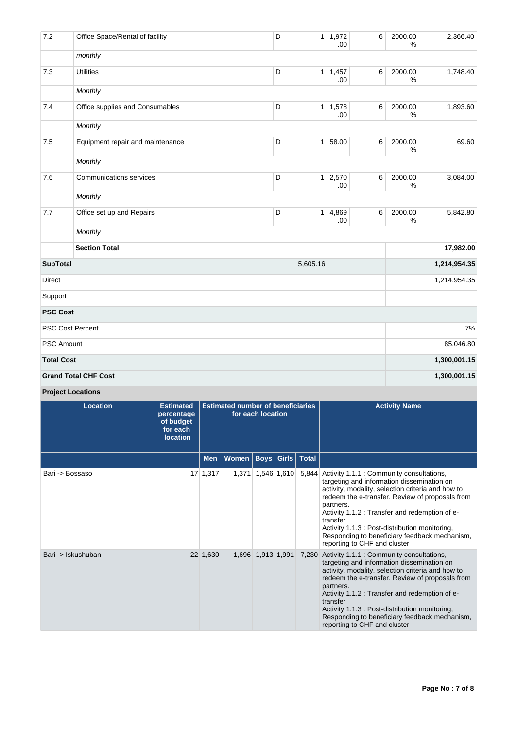| | | | | | | | |
|---|---|---|---|---|---|---|---|
| 7.2 | Office Space/Rental of facility | D | 1 | 1,972.00 | 6 | 2000.00 % | 2,366.40 |
| | *monthly* | | | | | | |
| 7.3 | Utilities | D | 1 | 1,457.00 | 6 | 2000.00 % | 1,748.40 |
| | *Monthly* | | | | | | |
| 7.4 | Office supplies and Consumables | D | 1 | 1,578.00 | 6 | 2000.00 % | 1,893.60 |
| | *Monthly* | | | | | | |
| 7.5 | Equipment repair and maintenance | D | 1 | 58.00 | 6 | 2000.00 % | 69.60 |
| | *Monthly* | | | | | | |
| 7.6 | Communications services | D | 1 | 2,570.00 | 6 | 2000.00 % | 3,084.00 |
| | *Monthly* | | | | | | |
| 7.7 | Office set up and Repairs | D | 1 | 4,869.00 | 6 | 2000.00 % | 5,842.80 |
| | *Monthly* | | | | | | |
| | **Section Total** | | | | | | **17,982.00** |
| **SubTotal** | | | 5,605.16 | | | | **1,214,954.35** |
| Direct | | | | | | | 1,214,954.35 |
| Support | | | | | | | |
| **PSC Cost** | | | | | | | |
| PSC Cost Percent | | | | | | | 7% |
| PSC Amount | | | | | | | 85,046.80 |
| **Total Cost** | | | | | | | **1,300,001.15** |
| **Grand Total CHF Cost** | | | | | | | **1,300,001.15** |

**Project Locations**

| Location | Estimated percentage of budget for each location | Estimated number of beneficiaries for each location | | | | | Activity Name |
|---|---|---|---|---|---|---|---|
| | | Men | Women | Boys | Girls | Total | |
| Bari -> Bossaso | 17 | 1,317 | 1,371 | 1,546 | 1,610 | 5,844 | Activity 1.1.1 : Community consultations, targeting and information dissemination on activity, modality, selection criteria and how to redeem the e-transfer. Review of proposals from partners.<br>Activity 1.1.2 : Transfer and redemption of e-transfer<br>Activity 1.1.3 : Post-distribution monitoring, Responding to beneficiary feedback mechanism, reporting to CHF and cluster |
| Bari -> Iskushuban | 22 | 1,630 | 1,696 | 1,913 | 1,991 | 7,230 | Activity 1.1.1 : Community consultations, targeting and information dissemination on activity, modality, selection criteria and how to redeem the e-transfer. Review of proposals from partners.<br>Activity 1.1.2 : Transfer and redemption of e-transfer<br>Activity 1.1.3 : Post-distribution monitoring, Responding to beneficiary feedback mechanism, reporting to CHF and cluster |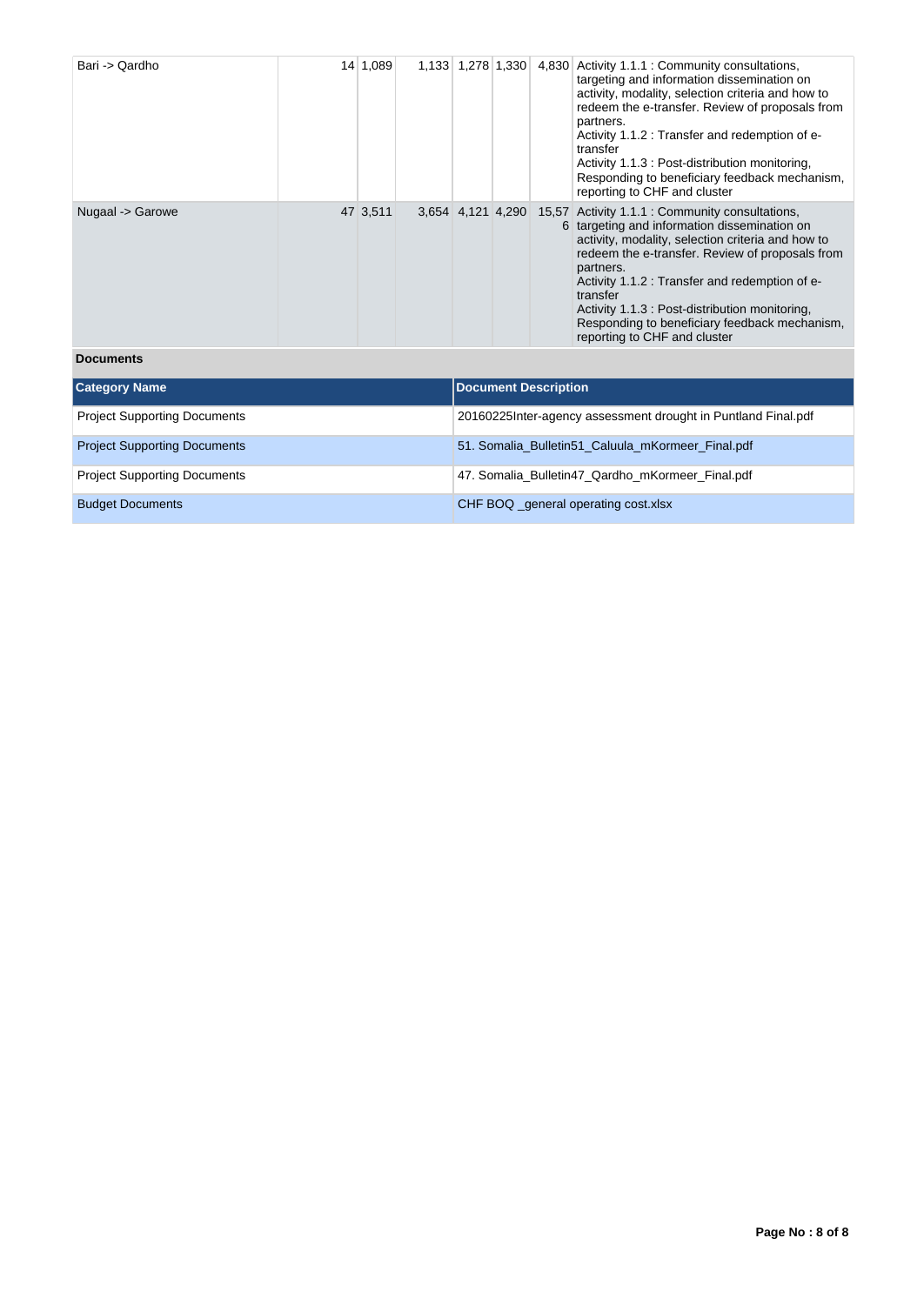| | | | | | | | |
|---|---|---|---|---|---|---|---|
| Bari -> Qardho | 14 | 1,089 | 1,133 | 1,278 | 1,330 | 4,830 | Activity 1.1.1 : Community consultations, targeting and information dissemination on activity, modality, selection criteria and how to redeem the e-transfer. Review of proposals from partners.<br>Activity 1.1.2 : Transfer and redemption of e-transfer<br>Activity 1.1.3 : Post-distribution monitoring, Responding to beneficiary feedback mechanism, reporting to CHF and cluster |
| Nugaal -> Garowe | 47 | 3,511 | 3,654 | 4,121 | 4,290 | 15,576 | Activity 1.1.1 : Community consultations, targeting and information dissemination on activity, modality, selection criteria and how to redeem the e-transfer. Review of proposals from partners.<br>Activity 1.1.2 : Transfer and redemption of e-transfer<br>Activity 1.1.3 : Post-distribution monitoring, Responding to beneficiary feedback mechanism, reporting to CHF and cluster |

**Documents**

| Category Name | Document Description |
|---|---|
| Project Supporting Documents | 20160225Inter-agency assessment drought in Puntland Final.pdf |
| Project Supporting Documents | 51. Somalia_Bulletin51_Caluula_mKormeer_Final.pdf |
| Project Supporting Documents | 47. Somalia_Bulletin47_Qardho_mKormeer_Final.pdf |
| Budget Documents | CHF BOQ _general operating cost.xlsx |